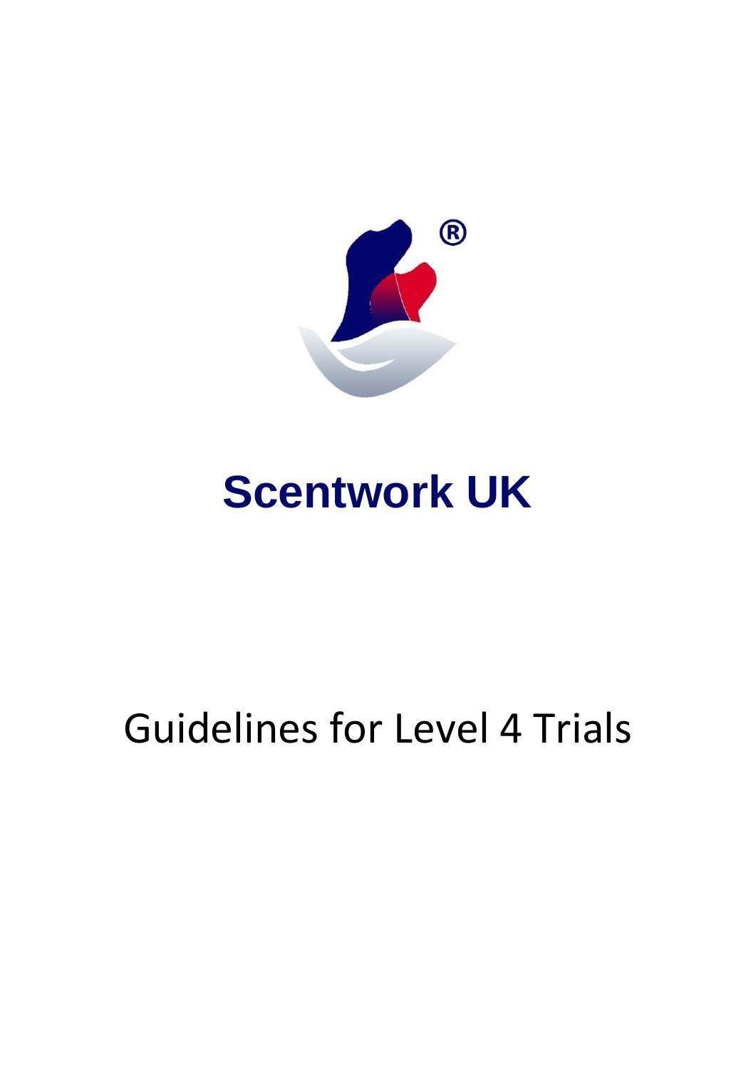# Scentwork UK

Guidelines for Level 4 Trials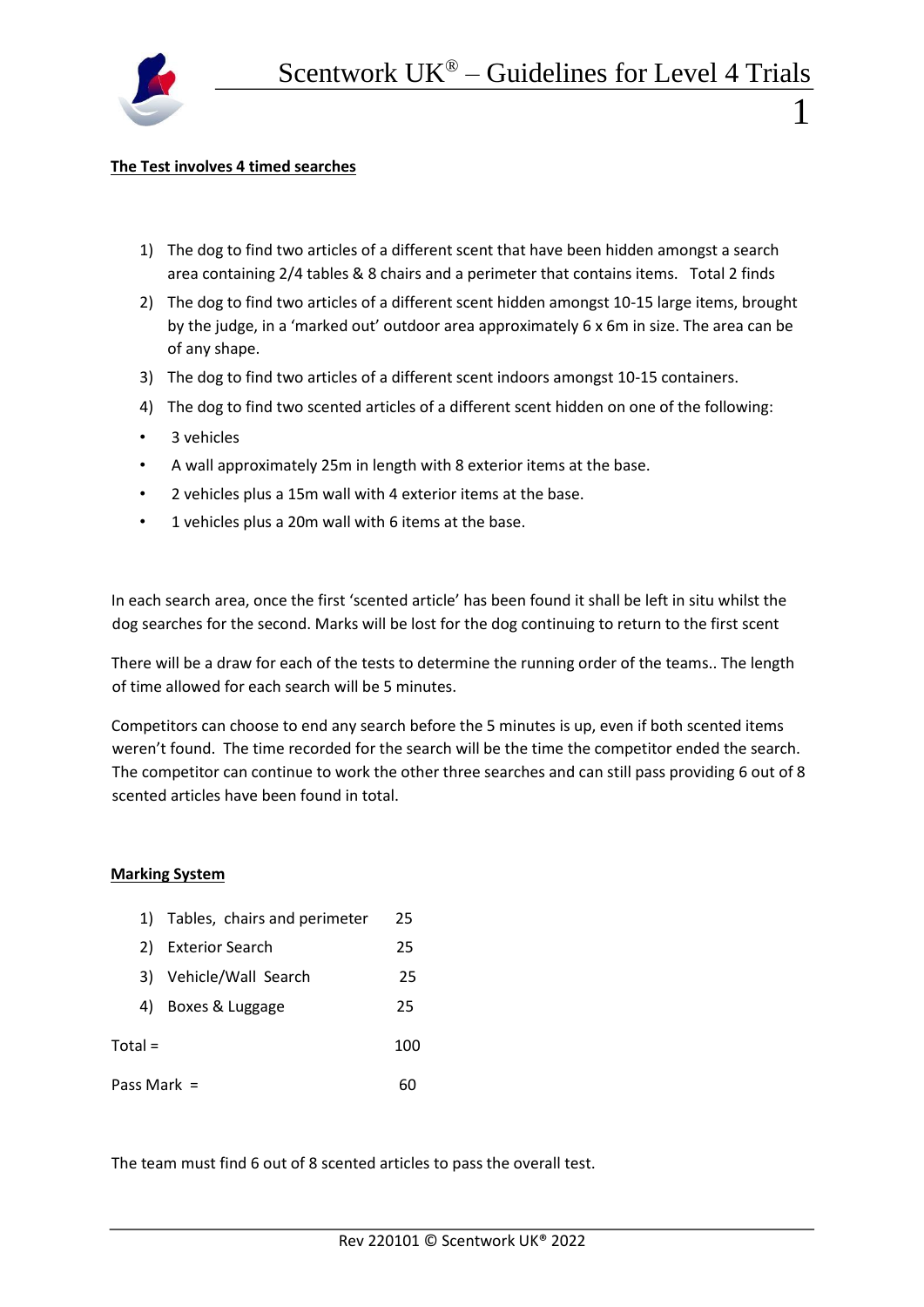**The Test involves 4 timed searches**

1) The dog to find two articles of a different scent that have been hidden amongst a search area containing 2/4 tables & 8 chairs and a perimeter that contains items. Total 2 finds
2) The dog to find two articles of a different scent hidden amongst 10-15 large items, brought by the judge, in a 'marked out' outdoor area approximately 6 x 6m in size. The area can be of any shape.
3) The dog to find two articles of a different scent indoors amongst 10-15 containers.
4) The dog to find two scented articles of a different scent hidden on one of the following:

- 3 vehicles
- A wall approximately 25m in length with 8 exterior items at the base.
- 2 vehicles plus a 15m wall with 4 exterior items at the base.
- 1 vehicles plus a 20m wall with 6 items at the base.

In each search area, once the first 'scented article' has been found it shall be left in situ whilst the dog searches for the second. Marks will be lost for the dog continuing to return to the first scent

There will be a draw for each of the tests to determine the running order of the teams.. The length of time allowed for each search will be 5 minutes.

Competitors can choose to end any search before the 5 minutes is up, even if both scented items weren't found. The time recorded for the search will be the time the competitor ended the search. The competitor can continue to work the other three searches and can still pass providing 6 out of 8 scented articles have been found in total.

**Marking System**

| | |
|---|---|
| 1) Tables, chairs and perimeter | 25 |
| 2) Exterior Search | 25 |
| 3) Vehicle/Wall Search | 25 |
| 4) Boxes & Luggage | 25 |
| Total = | 100 |
| Pass Mark = | 60 |

The team must find 6 out of 8 scented articles to pass the overall test.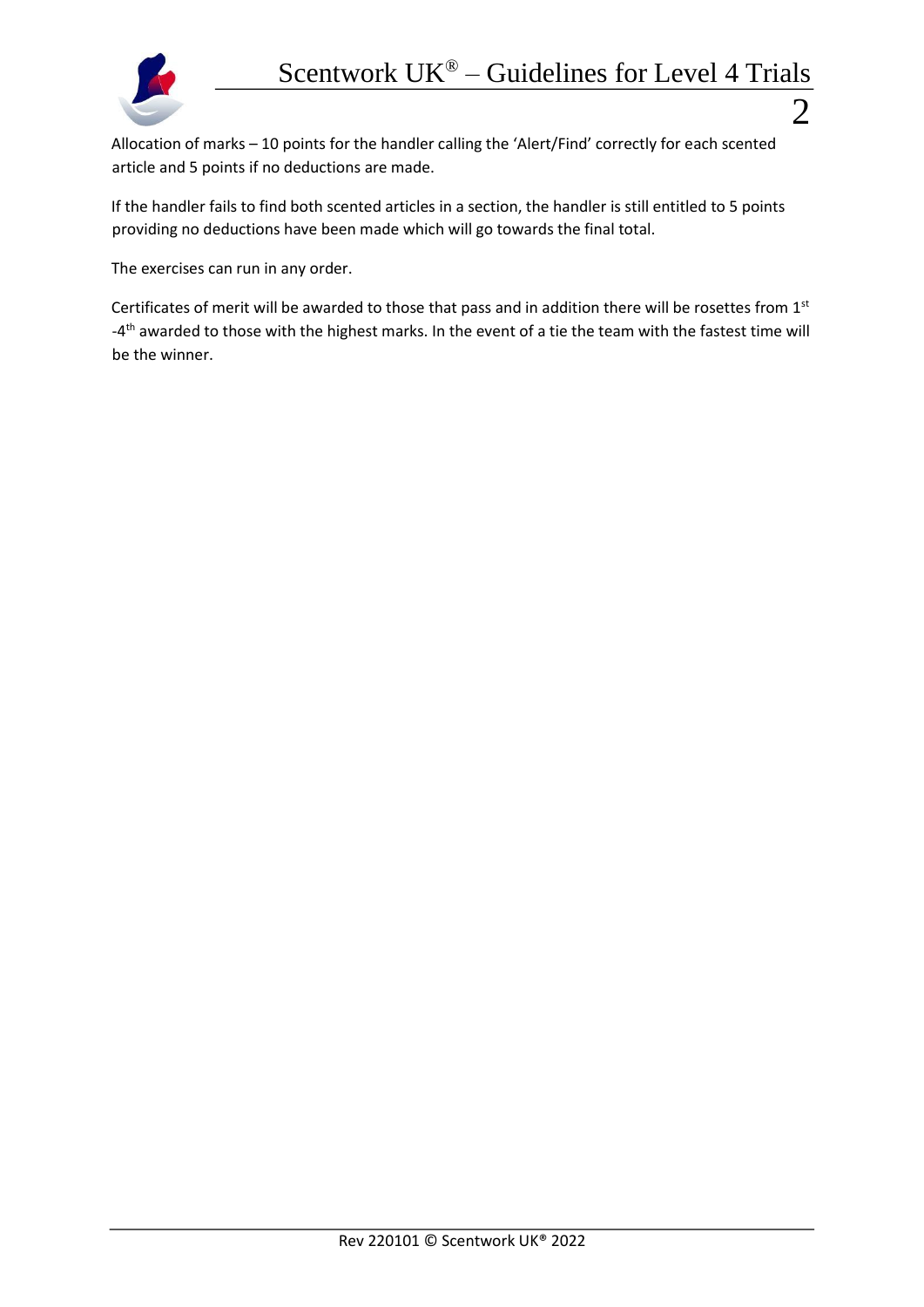Allocation of marks – 10 points for the handler calling the 'Alert/Find' correctly for each scented article and 5 points if no deductions are made.

If the handler fails to find both scented articles in a section, the handler is still entitled to 5 points providing no deductions have been made which will go towards the final total.

The exercises can run in any order.

Certificates of merit will be awarded to those that pass and in addition there will be rosettes from 1st -4th awarded to those with the highest marks. In the event of a tie the team with the fastest time will be the winner.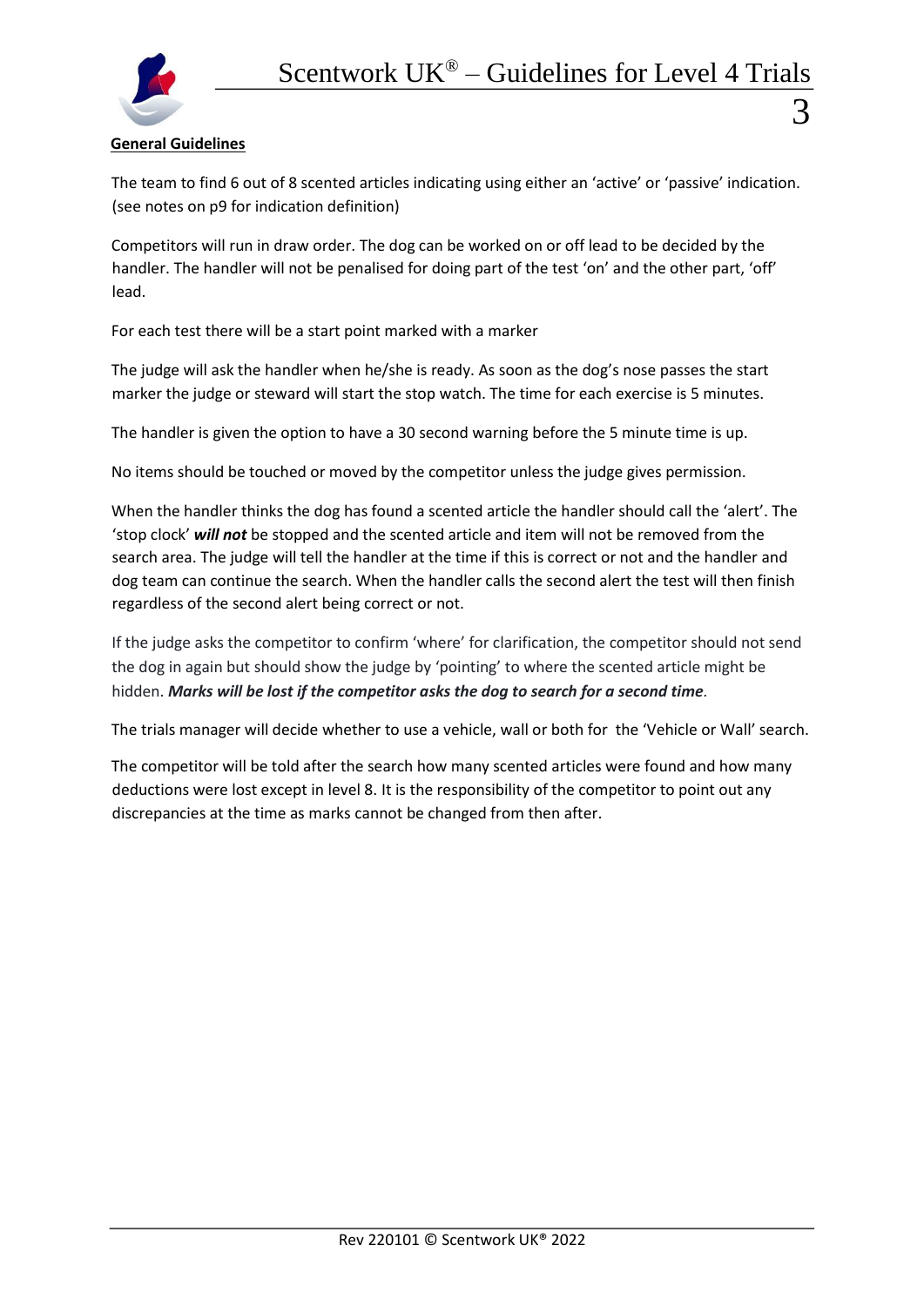## General Guidelines

The team to find 6 out of 8 scented articles indicating using either an 'active' or 'passive' indication. (see notes on p9 for indication definition)

Competitors will run in draw order. The dog can be worked on or off lead to be decided by the handler. The handler will not be penalised for doing part of the test 'on' and the other part, 'off' lead.

For each test there will be a start point marked with a marker

The judge will ask the handler when he/she is ready. As soon as the dog's nose passes the start marker the judge or steward will start the stop watch. The time for each exercise is 5 minutes.

The handler is given the option to have a 30 second warning before the 5 minute time is up.

No items should be touched or moved by the competitor unless the judge gives permission.

When the handler thinks the dog has found a scented article the handler should call the 'alert'. The 'stop clock' ***will not*** be stopped and the scented article and item will not be removed from the search area. The judge will tell the handler at the time if this is correct or not and the handler and dog team can continue the search. When the handler calls the second alert the test will then finish regardless of the second alert being correct or not.

If the judge asks the competitor to confirm 'where' for clarification, the competitor should not send the dog in again but should show the judge by 'pointing' to where the scented article might be hidden. ***Marks will be lost if the competitor asks the dog to search for a second time***.

The trials manager will decide whether to use a vehicle, wall or both for the 'Vehicle or Wall' search.

The competitor will be told after the search how many scented articles were found and how many deductions were lost except in level 8. It is the responsibility of the competitor to point out any discrepancies at the time as marks cannot be changed from then after.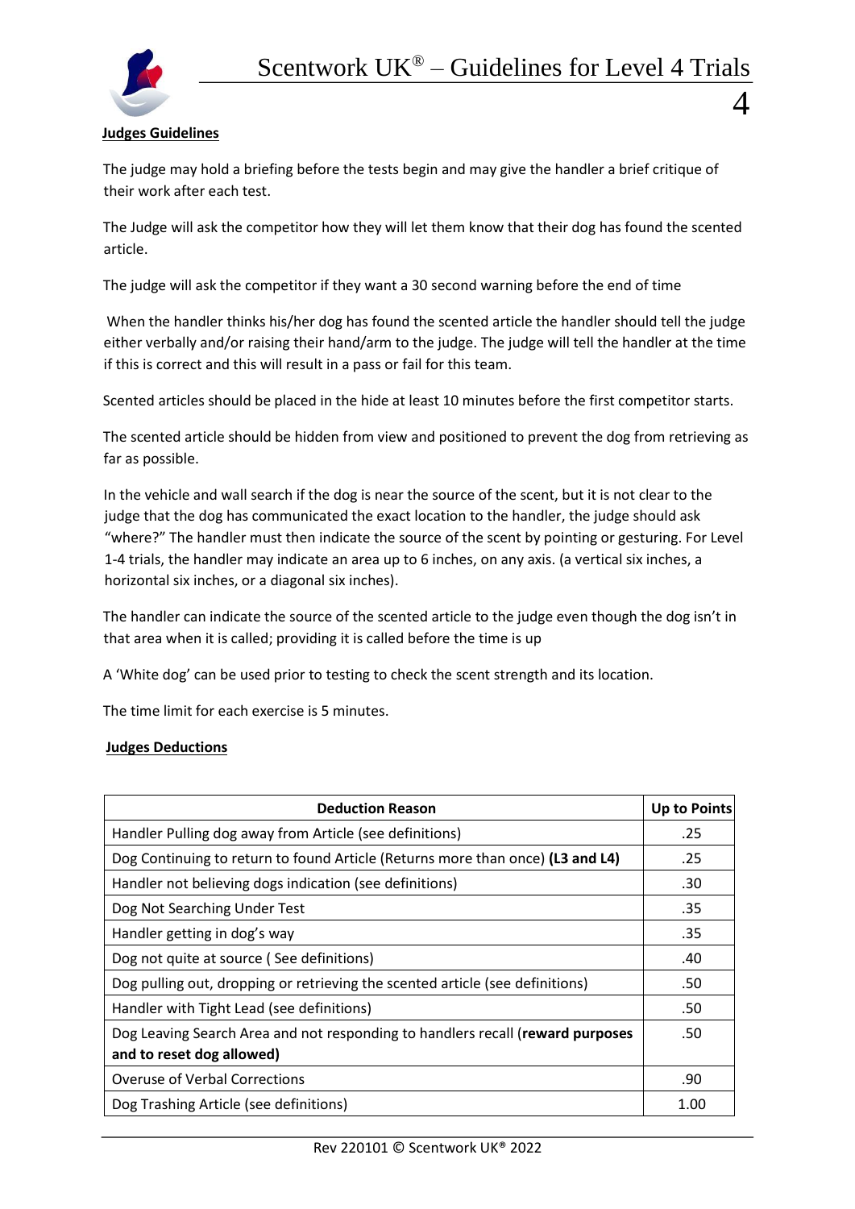**Judges Guidelines**

The judge may hold a briefing before the tests begin and may give the handler a brief critique of their work after each test.

The Judge will ask the competitor how they will let them know that their dog has found the scented article.

The judge will ask the competitor if they want a 30 second warning before the end of time

When the handler thinks his/her dog has found the scented article the handler should tell the judge either verbally and/or raising their hand/arm to the judge. The judge will tell the handler at the time if this is correct and this will result in a pass or fail for this team.

Scented articles should be placed in the hide at least 10 minutes before the first competitor starts.

The scented article should be hidden from view and positioned to prevent the dog from retrieving as far as possible.

In the vehicle and wall search if the dog is near the source of the scent, but it is not clear to the judge that the dog has communicated the exact location to the handler, the judge should ask "where?" The handler must then indicate the source of the scent by pointing or gesturing. For Level 1-4 trials, the handler may indicate an area up to 6 inches, on any axis. (a vertical six inches, a horizontal six inches, or a diagonal six inches).

The handler can indicate the source of the scented article to the judge even though the dog isn't in that area when it is called; providing it is called before the time is up

A 'White dog' can be used prior to testing to check the scent strength and its location.

The time limit for each exercise is 5 minutes.

**Judges Deductions**

| Deduction Reason | Up to Points |
|---|---|
| Handler Pulling dog away from Article (see definitions) | .25 |
| Dog Continuing to return to found Article (Returns more than once) **(L3 and L4)** | .25 |
| Handler not believing dogs indication (see definitions) | .30 |
| Dog Not Searching Under Test | .35 |
| Handler getting in dog's way | .35 |
| Dog not quite at source ( See definitions) | .40 |
| Dog pulling out, dropping or retrieving the scented article (see definitions) | .50 |
| Handler with Tight Lead (see definitions) | .50 |
| Dog Leaving Search Area and not responding to handlers recall (**reward purposes and to reset dog allowed)** | .50 |
| Overuse of Verbal Corrections | .90 |
| Dog Trashing Article (see definitions) | 1.00 |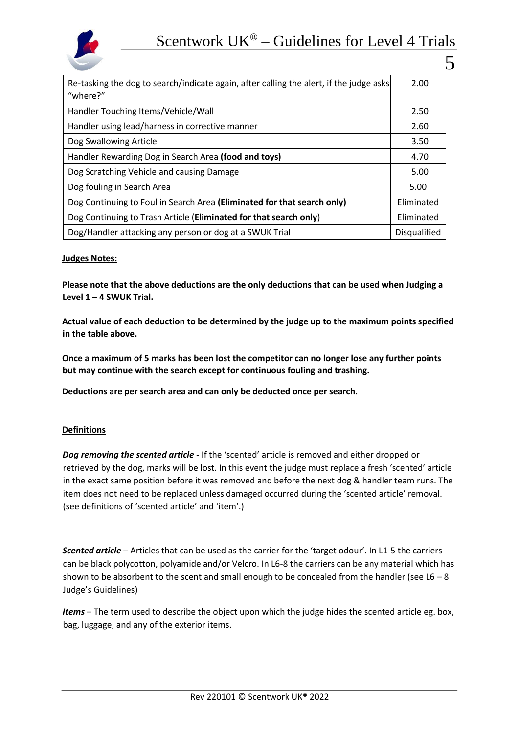| | |
|---|---|
| Re-tasking the dog to search/indicate again, after calling the alert, if the judge asks "where?" | 2.00 |
| Handler Touching Items/Vehicle/Wall | 2.50 |
| Handler using lead/harness in corrective manner | 2.60 |
| Dog Swallowing Article | 3.50 |
| Handler Rewarding Dog in Search Area **(food and toys)** | 4.70 |
| Dog Scratching Vehicle and causing Damage | 5.00 |
| Dog fouling in Search Area | 5.00 |
| Dog Continuing to Foul in Search Area **(Eliminated for that search only)** | Eliminated |
| Dog Continuing to Trash Article (**Eliminated for that search only**) | Eliminated |
| Dog/Handler attacking any person or dog at a SWUK Trial | Disqualified |

**Judges Notes:**

**Please note that the above deductions are the only deductions that can be used when Judging a Level 1 – 4 SWUK Trial.**

**Actual value of each deduction to be determined by the judge up to the maximum points specified in the table above.**

**Once a maximum of 5 marks has been lost the competitor can no longer lose any further points but may continue with the search except for continuous fouling and trashing.**

**Deductions are per search area and can only be deducted once per search.**

**Definitions**

***Dog removing the scented article -*** If the 'scented' article is removed and either dropped or retrieved by the dog, marks will be lost. In this event the judge must replace a fresh 'scented' article in the exact same position before it was removed and before the next dog & handler team runs. The item does not need to be replaced unless damaged occurred during the 'scented article' removal. (see definitions of 'scented article' and 'item'.)

***Scented article*** – Articles that can be used as the carrier for the 'target odour'. In L1-5 the carriers can be black polycotton, polyamide and/or Velcro. In L6-8 the carriers can be any material which has shown to be absorbent to the scent and small enough to be concealed from the handler (see L6 – 8 Judge's Guidelines)

***Items*** – The term used to describe the object upon which the judge hides the scented article eg. box, bag, luggage, and any of the exterior items.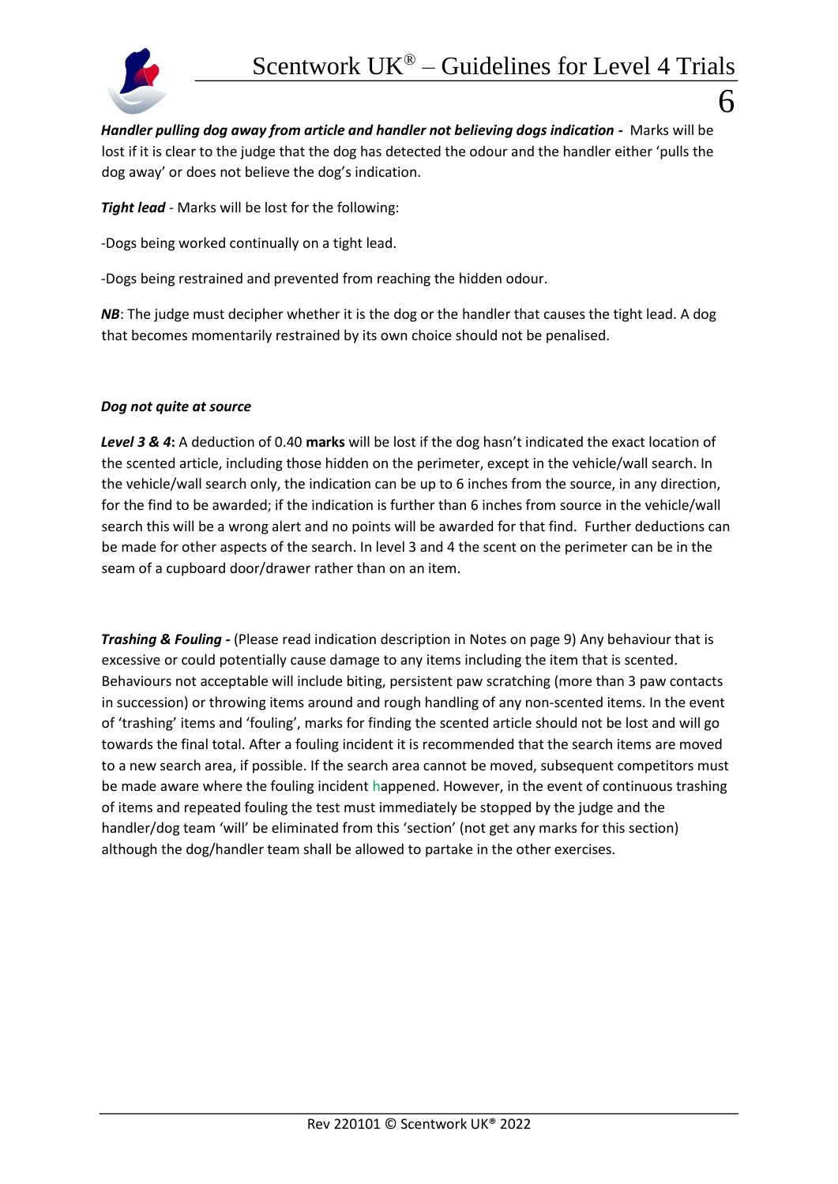***Handler pulling dog away from article and handler not believing dogs indication -*** Marks will be lost if it is clear to the judge that the dog has detected the odour and the handler either 'pulls the dog away' or does not believe the dog's indication.

***Tight lead*** - Marks will be lost for the following:

-Dogs being worked continually on a tight lead.

-Dogs being restrained and prevented from reaching the hidden odour.

***NB***: The judge must decipher whether it is the dog or the handler that causes the tight lead. A dog that becomes momentarily restrained by its own choice should not be penalised.

***Dog not quite at source***

***Level 3 & 4*:** A deduction of 0.40 **marks** will be lost if the dog hasn't indicated the exact location of the scented article, including those hidden on the perimeter, except in the vehicle/wall search. In the vehicle/wall search only, the indication can be up to 6 inches from the source, in any direction, for the find to be awarded; if the indication is further than 6 inches from source in the vehicle/wall search this will be a wrong alert and no points will be awarded for that find. Further deductions can be made for other aspects of the search. In level 3 and 4 the scent on the perimeter can be in the seam of a cupboard door/drawer rather than on an item.

***Trashing & Fouling -*** (Please read indication description in Notes on page 9) Any behaviour that is excessive or could potentially cause damage to any items including the item that is scented. Behaviours not acceptable will include biting, persistent paw scratching (more than 3 paw contacts in succession) or throwing items around and rough handling of any non-scented items. In the event of 'trashing' items and 'fouling', marks for finding the scented article should not be lost and will go towards the final total. After a fouling incident it is recommended that the search items are moved to a new search area, if possible. If the search area cannot be moved, subsequent competitors must be made aware where the fouling incident happened. However, in the event of continuous trashing of items and repeated fouling the test must immediately be stopped by the judge and the handler/dog team 'will' be eliminated from this 'section' (not get any marks for this section) although the dog/handler team shall be allowed to partake in the other exercises.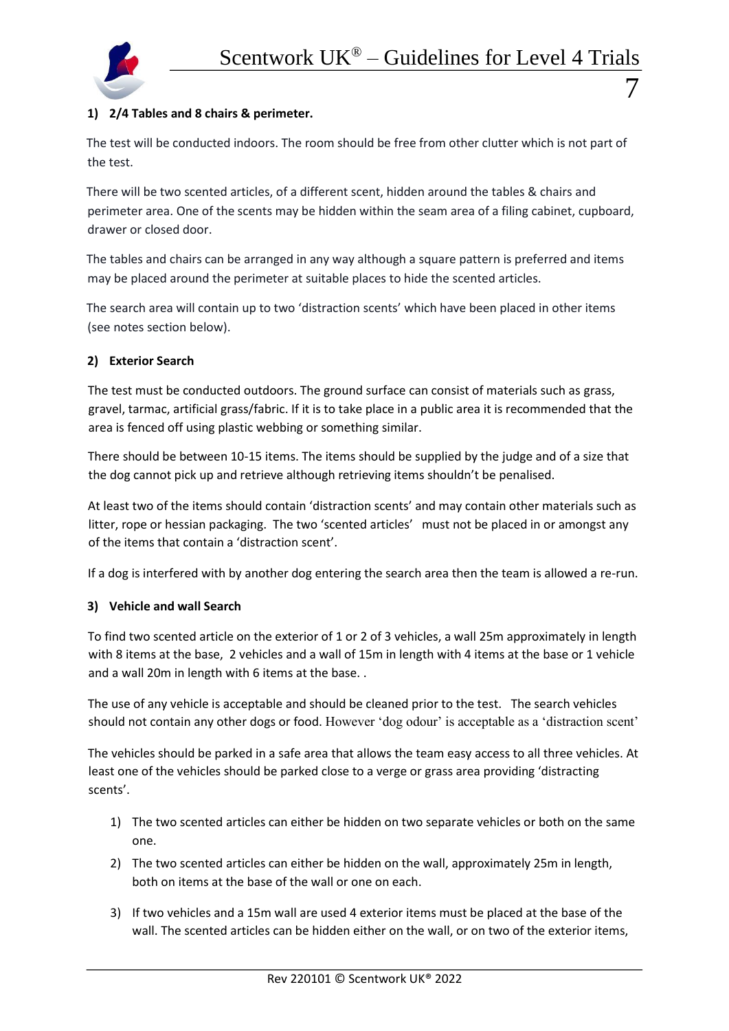### 1) 2/4 Tables and 8 chairs & perimeter.

The test will be conducted indoors. The room should be free from other clutter which is not part of the test.

There will be two scented articles, of a different scent, hidden around the tables & chairs and perimeter area. One of the scents may be hidden within the seam area of a filing cabinet, cupboard, drawer or closed door.

The tables and chairs can be arranged in any way although a square pattern is preferred and items may be placed around the perimeter at suitable places to hide the scented articles.

The search area will contain up to two 'distraction scents' which have been placed in other items (see notes section below).

### 2) Exterior Search

The test must be conducted outdoors. The ground surface can consist of materials such as grass, gravel, tarmac, artificial grass/fabric. If it is to take place in a public area it is recommended that the area is fenced off using plastic webbing or something similar.

There should be between 10-15 items. The items should be supplied by the judge and of a size that the dog cannot pick up and retrieve although retrieving items shouldn't be penalised.

At least two of the items should contain 'distraction scents' and may contain other materials such as litter, rope or hessian packaging. The two 'scented articles' must not be placed in or amongst any of the items that contain a 'distraction scent'.

If a dog is interfered with by another dog entering the search area then the team is allowed a re-run.

### 3) Vehicle and wall Search

To find two scented article on the exterior of 1 or 2 of 3 vehicles, a wall 25m approximately in length with 8 items at the base, 2 vehicles and a wall of 15m in length with 4 items at the base or 1 vehicle and a wall 20m in length with 6 items at the base. .

The use of any vehicle is acceptable and should be cleaned prior to the test. The search vehicles should not contain any other dogs or food. However 'dog odour' is acceptable as a 'distraction scent'

The vehicles should be parked in a safe area that allows the team easy access to all three vehicles. At least one of the vehicles should be parked close to a verge or grass area providing 'distracting scents'.

1) The two scented articles can either be hidden on two separate vehicles or both on the same one.
2) The two scented articles can either be hidden on the wall, approximately 25m in length, both on items at the base of the wall or one on each.
3) If two vehicles and a 15m wall are used 4 exterior items must be placed at the base of the wall. The scented articles can be hidden either on the wall, or on two of the exterior items,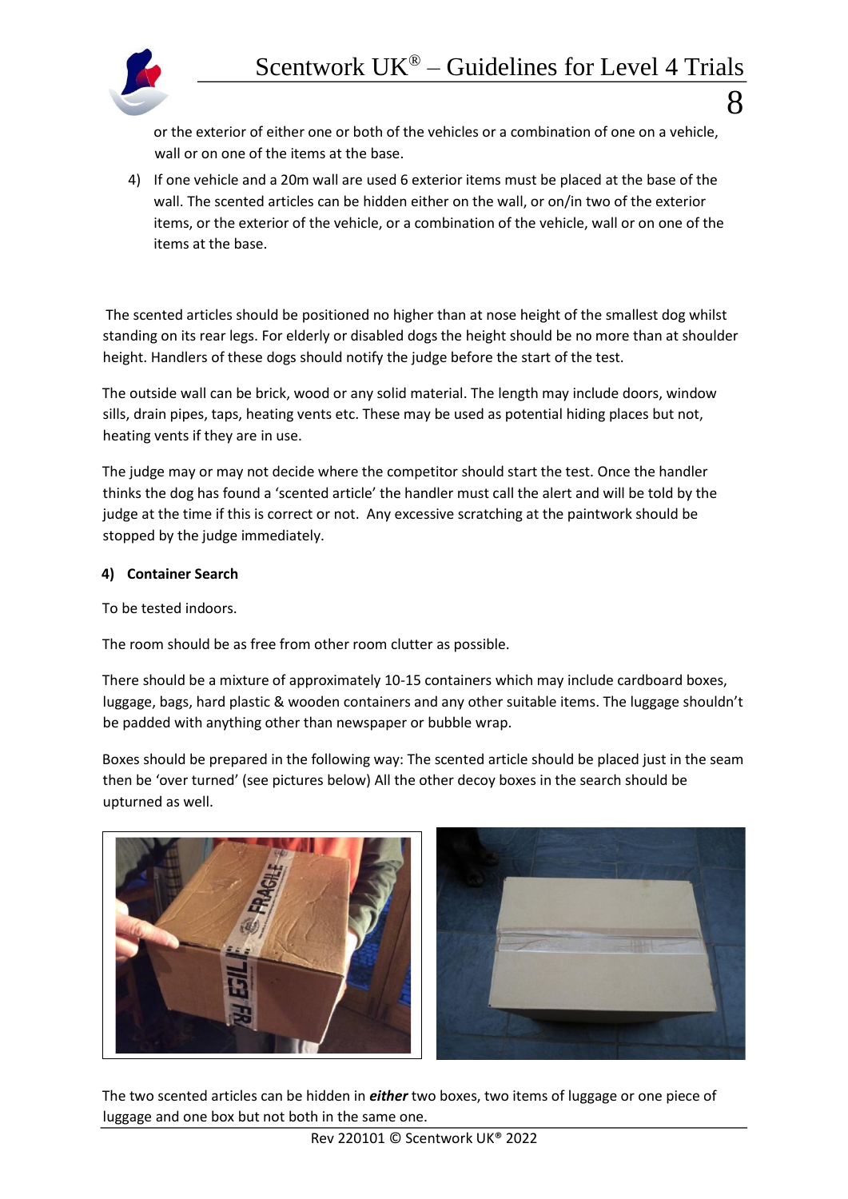or the exterior of either one or both of the vehicles or a combination of one on a vehicle, wall or on one of the items at the base.

4) If one vehicle and a 20m wall are used 6 exterior items must be placed at the base of the wall. The scented articles can be hidden either on the wall, or on/in two of the exterior items, or the exterior of the vehicle, or a combination of the vehicle, wall or on one of the items at the base.

The scented articles should be positioned no higher than at nose height of the smallest dog whilst standing on its rear legs. For elderly or disabled dogs the height should be no more than at shoulder height. Handlers of these dogs should notify the judge before the start of the test.

The outside wall can be brick, wood or any solid material. The length may include doors, window sills, drain pipes, taps, heating vents etc. These may be used as potential hiding places but not, heating vents if they are in use.

The judge may or may not decide where the competitor should start the test. Once the handler thinks the dog has found a 'scented article' the handler must call the alert and will be told by the judge at the time if this is correct or not. Any excessive scratching at the paintwork should be stopped by the judge immediately.

**4) Container Search**

To be tested indoors.

The room should be as free from other room clutter as possible.

There should be a mixture of approximately 10-15 containers which may include cardboard boxes, luggage, bags, hard plastic & wooden containers and any other suitable items. The luggage shouldn't be padded with anything other than newspaper or bubble wrap.

Boxes should be prepared in the following way: The scented article should be placed just in the seam then be 'over turned' (see pictures below) All the other decoy boxes in the search should be upturned as well.

The two scented articles can be hidden in ***either*** two boxes, two items of luggage or one piece of luggage and one box but not both in the same one.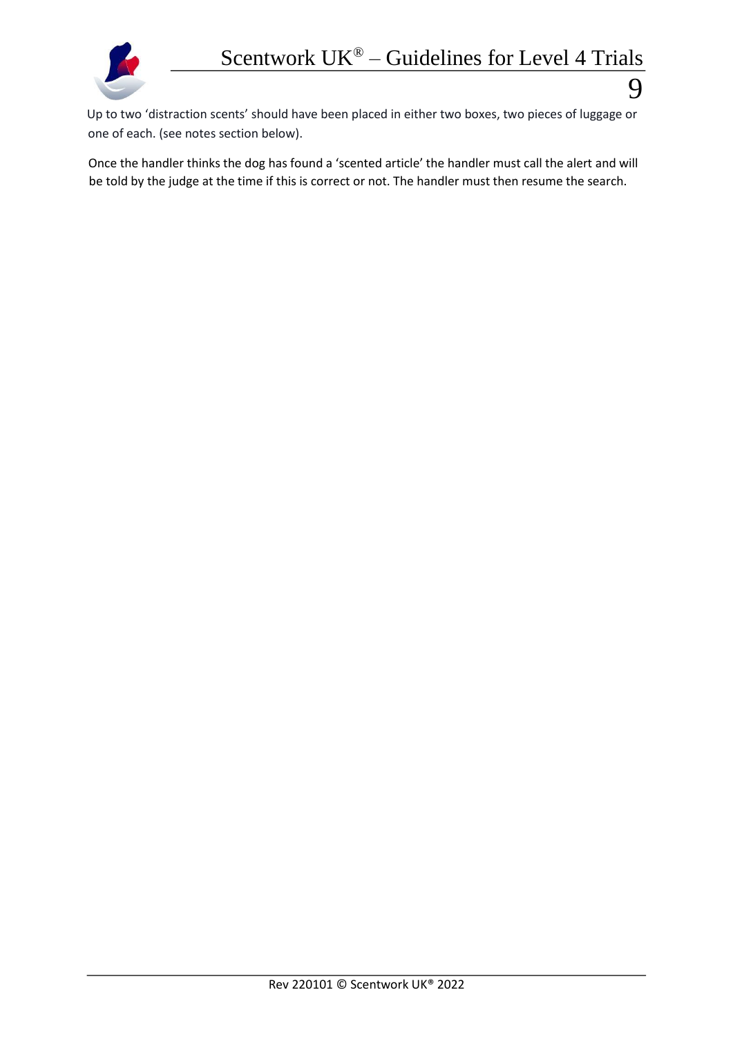Up to two 'distraction scents' should have been placed in either two boxes, two pieces of luggage or one of each. (see notes section below).

Once the handler thinks the dog has found a 'scented article' the handler must call the alert and will be told by the judge at the time if this is correct or not. The handler must then resume the search.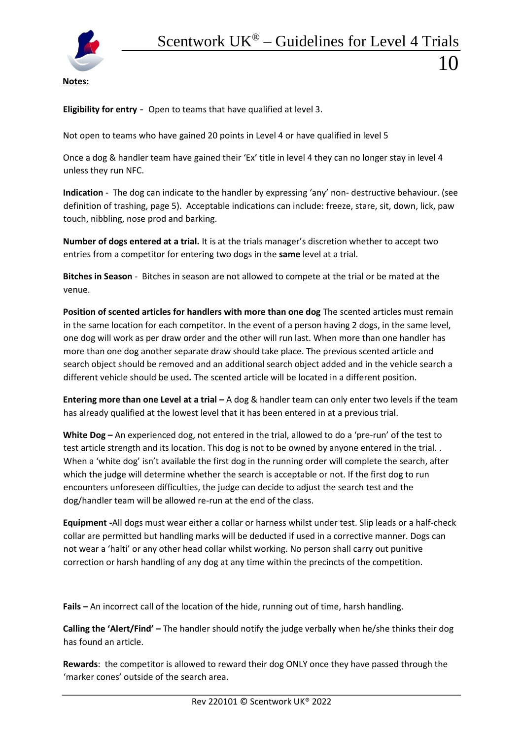**Notes:**

**Eligibility for entry** - Open to teams that have qualified at level 3.

Not open to teams who have gained 20 points in Level 4 or have qualified in level 5

Once a dog & handler team have gained their 'Ex' title in level 4 they can no longer stay in level 4 unless they run NFC.

**Indication** - The dog can indicate to the handler by expressing 'any' non- destructive behaviour. (see definition of trashing, page 5). Acceptable indications can include: freeze, stare, sit, down, lick, paw touch, nibbling, nose prod and barking.

**Number of dogs entered at a trial.** It is at the trials manager's discretion whether to accept two entries from a competitor for entering two dogs in the **same** level at a trial.

**Bitches in Season** - Bitches in season are not allowed to compete at the trial or be mated at the venue.

**Position of scented articles for handlers with more than one dog** The scented articles must remain in the same location for each competitor. In the event of a person having 2 dogs, in the same level, one dog will work as per draw order and the other will run last. When more than one handler has more than one dog another separate draw should take place. The previous scented article and search object should be removed and an additional search object added and in the vehicle search a different vehicle should be used**.** The scented article will be located in a different position.

**Entering more than one Level at a trial –** A dog & handler team can only enter two levels if the team has already qualified at the lowest level that it has been entered in at a previous trial.

**White Dog –** An experienced dog, not entered in the trial, allowed to do a 'pre-run' of the test to test article strength and its location. This dog is not to be owned by anyone entered in the trial. . When a 'white dog' isn't available the first dog in the running order will complete the search, after which the judge will determine whether the search is acceptable or not. If the first dog to run encounters unforeseen difficulties, the judge can decide to adjust the search test and the dog/handler team will be allowed re-run at the end of the class.

**Equipment -**All dogs must wear either a collar or harness whilst under test. Slip leads or a half-check collar are permitted but handling marks will be deducted if used in a corrective manner. Dogs can not wear a 'halti' or any other head collar whilst working. No person shall carry out punitive correction or harsh handling of any dog at any time within the precincts of the competition.

**Fails –** An incorrect call of the location of the hide, running out of time, harsh handling.

**Calling the 'Alert/Find' –** The handler should notify the judge verbally when he/she thinks their dog has found an article.

**Rewards**: the competitor is allowed to reward their dog ONLY once they have passed through the 'marker cones' outside of the search area.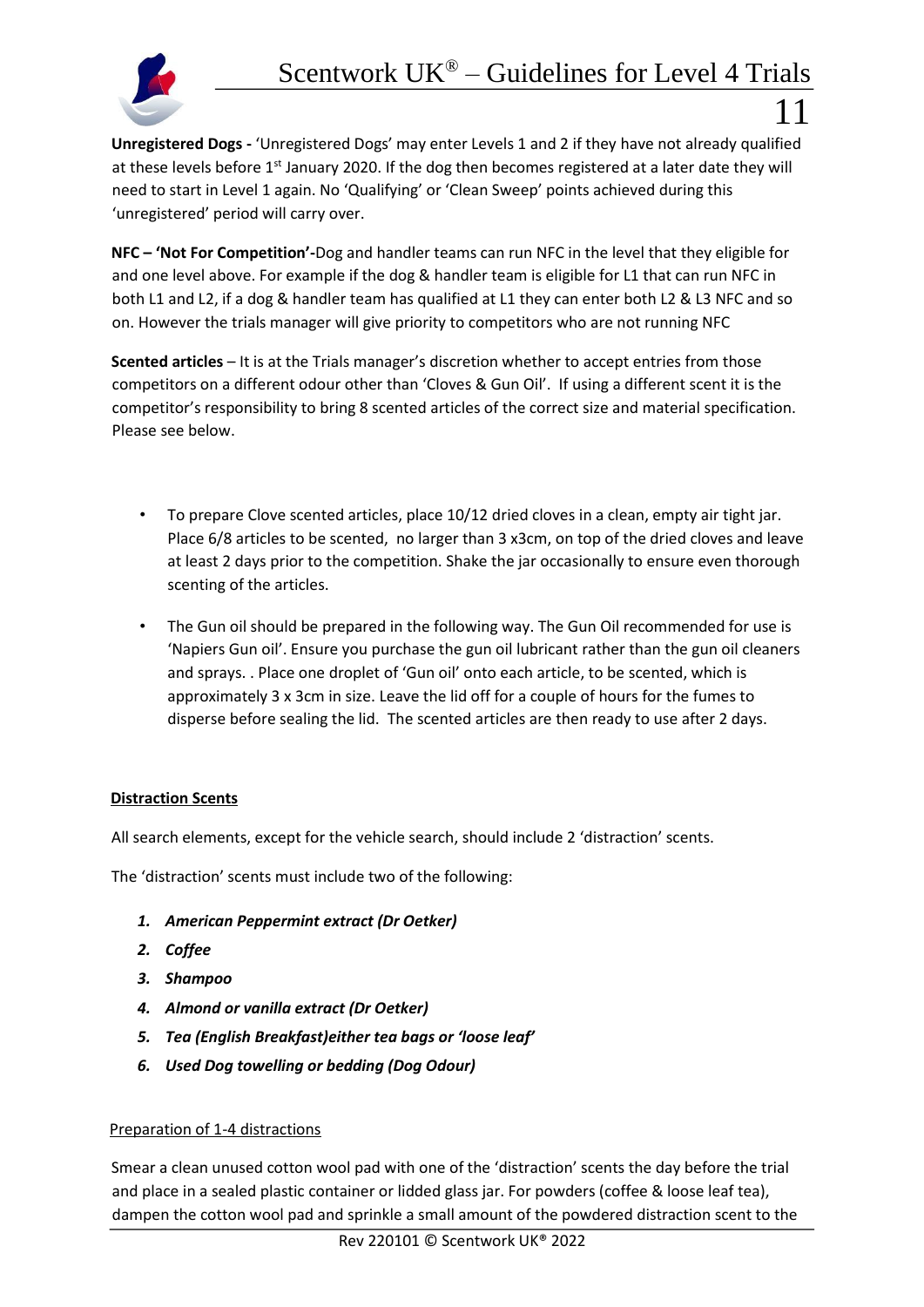**Unregistered Dogs -** 'Unregistered Dogs' may enter Levels 1 and 2 if they have not already qualified at these levels before 1st January 2020. If the dog then becomes registered at a later date they will need to start in Level 1 again. No 'Qualifying' or 'Clean Sweep' points achieved during this 'unregistered' period will carry over.

**NFC – 'Not For Competition'-**Dog and handler teams can run NFC in the level that they eligible for and one level above. For example if the dog & handler team is eligible for L1 that can run NFC in both L1 and L2, if a dog & handler team has qualified at L1 they can enter both L2 & L3 NFC and so on. However the trials manager will give priority to competitors who are not running NFC

**Scented articles** – It is at the Trials manager's discretion whether to accept entries from those competitors on a different odour other than 'Cloves & Gun Oil'. If using a different scent it is the competitor's responsibility to bring 8 scented articles of the correct size and material specification. Please see below.

- To prepare Clove scented articles, place 10/12 dried cloves in a clean, empty air tight jar. Place 6/8 articles to be scented, no larger than 3 x3cm, on top of the dried cloves and leave at least 2 days prior to the competition. Shake the jar occasionally to ensure even thorough scenting of the articles.
- The Gun oil should be prepared in the following way. The Gun Oil recommended for use is 'Napiers Gun oil'. Ensure you purchase the gun oil lubricant rather than the gun oil cleaners and sprays. . Place one droplet of 'Gun oil' onto each article, to be scented, which is approximately 3 x 3cm in size. Leave the lid off for a couple of hours for the fumes to disperse before sealing the lid. The scented articles are then ready to use after 2 days.

## Distraction Scents

All search elements, except for the vehicle search, should include 2 'distraction' scents.

The 'distraction' scents must include two of the following:

1. ***American Peppermint extract (Dr Oetker)***
2. ***Coffee***
3. ***Shampoo***
4. ***Almond or vanilla extract (Dr Oetker)***
5. ***Tea (English Breakfast)either tea bags or 'loose leaf'***
6. ***Used Dog towelling or bedding (Dog Odour)***

### Preparation of 1-4 distractions

Smear a clean unused cotton wool pad with one of the 'distraction' scents the day before the trial and place in a sealed plastic container or lidded glass jar. For powders (coffee & loose leaf tea), dampen the cotton wool pad and sprinkle a small amount of the powdered distraction scent to the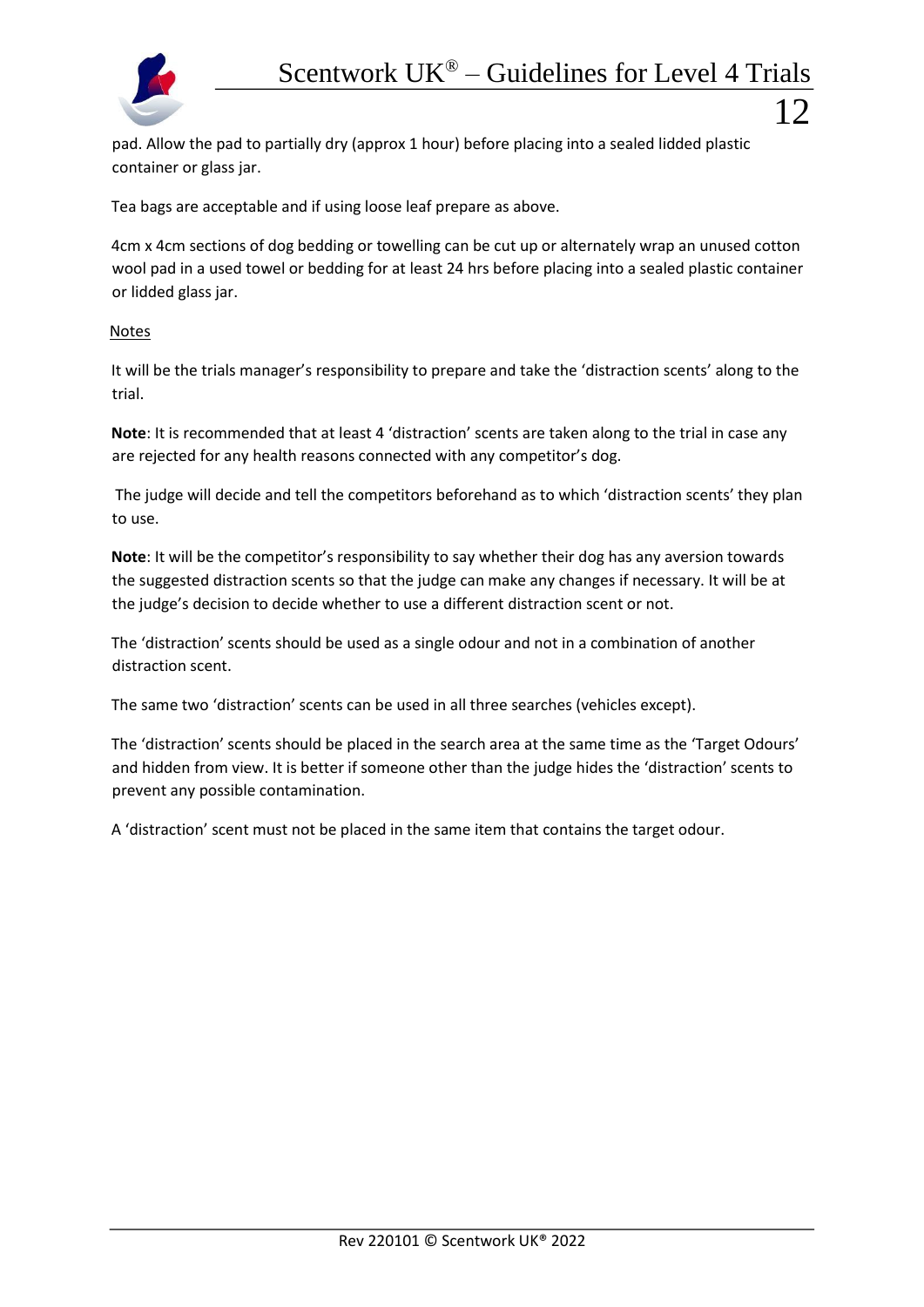pad. Allow the pad to partially dry (approx 1 hour) before placing into a sealed lidded plastic container or glass jar.

Tea bags are acceptable and if using loose leaf prepare as above.

4cm x 4cm sections of dog bedding or towelling can be cut up or alternately wrap an unused cotton wool pad in a used towel or bedding for at least 24 hrs before placing into a sealed plastic container or lidded glass jar.

Notes

It will be the trials manager's responsibility to prepare and take the 'distraction scents' along to the trial.

**Note**: It is recommended that at least 4 'distraction' scents are taken along to the trial in case any are rejected for any health reasons connected with any competitor's dog.

The judge will decide and tell the competitors beforehand as to which 'distraction scents' they plan to use.

**Note**: It will be the competitor's responsibility to say whether their dog has any aversion towards the suggested distraction scents so that the judge can make any changes if necessary. It will be at the judge's decision to decide whether to use a different distraction scent or not.

The 'distraction' scents should be used as a single odour and not in a combination of another distraction scent.

The same two 'distraction' scents can be used in all three searches (vehicles except).

The 'distraction' scents should be placed in the search area at the same time as the 'Target Odours' and hidden from view. It is better if someone other than the judge hides the 'distraction' scents to prevent any possible contamination.

A 'distraction' scent must not be placed in the same item that contains the target odour.